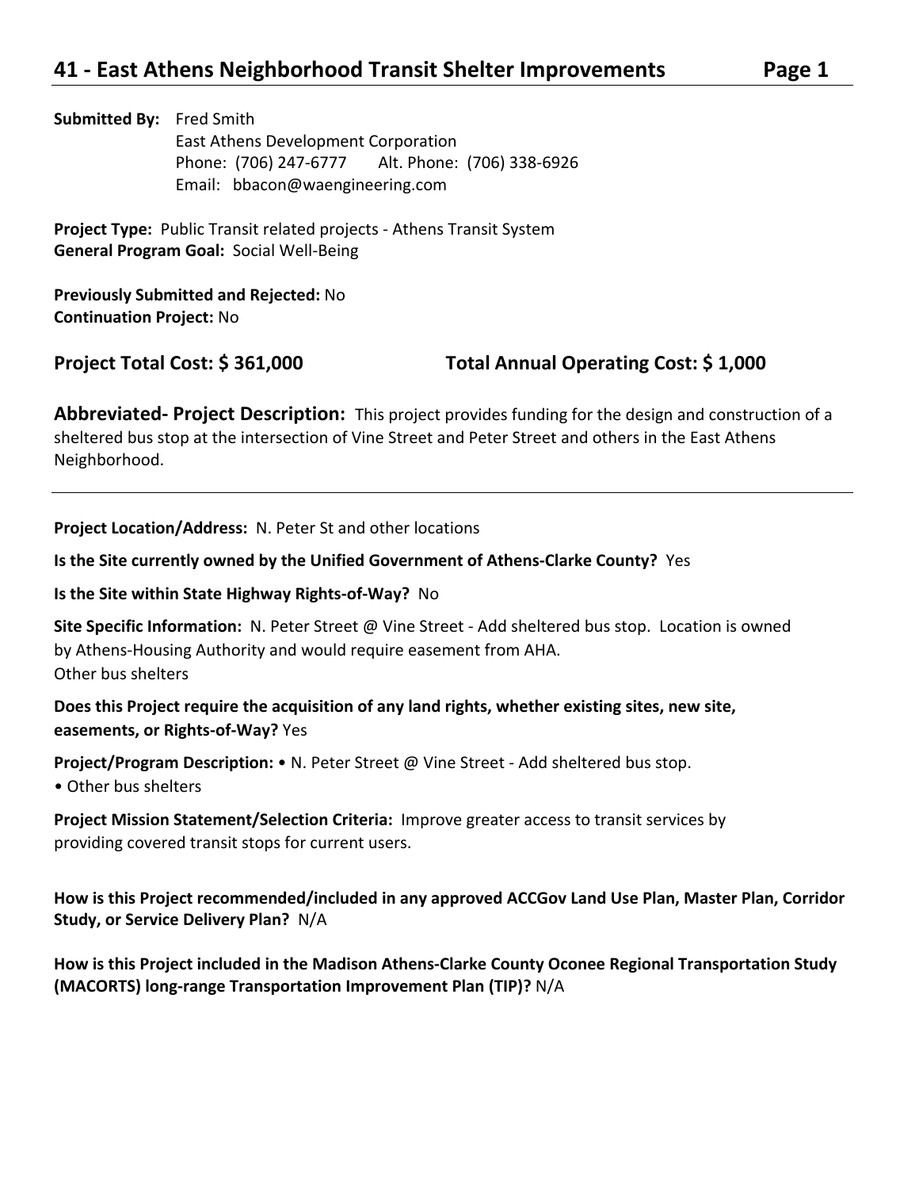# 41 - East Athens Neighborhood Transit Shelter Improvements

**Submitted By:** Fred Smith
East Athens Development Corporation
Phone: (706) 247-6777 Alt. Phone: (706) 338-6926
Email: bbacon@waengineering.com

**Project Type:** Public Transit related projects - Athens Transit System
**General Program Goal:** Social Well-Being

**Previously Submitted and Rejected:** No
**Continuation Project:** No

**Project Total Cost: $ 361,000** **Total Annual Operating Cost: $ 1,000**

**Abbreviated- Project Description:** This project provides funding for the design and construction of a sheltered bus stop at the intersection of Vine Street and Peter Street and others in the East Athens Neighborhood.

---

**Project Location/Address:** N. Peter St and other locations

**Is the Site currently owned by the Unified Government of Athens-Clarke County?** Yes

**Is the Site within State Highway Rights-of-Way?** No

**Site Specific Information:** N. Peter Street @ Vine Street - Add sheltered bus stop. Location is owned by Athens-Housing Authority and would require easement from AHA.
Other bus shelters

**Does this Project require the acquisition of any land rights, whether existing sites, new site, easements, or Rights-of-Way?** Yes

**Project/Program Description:**
- N. Peter Street @ Vine Street - Add sheltered bus stop.
- Other bus shelters

**Project Mission Statement/Selection Criteria:** Improve greater access to transit services by providing covered transit stops for current users.

**How is this Project recommended/included in any approved ACCGov Land Use Plan, Master Plan, Corridor Study, or Service Delivery Plan?** N/A

**How is this Project included in the Madison Athens-Clarke County Oconee Regional Transportation Study (MACORTS) long-range Transportation Improvement Plan (TIP)?** N/A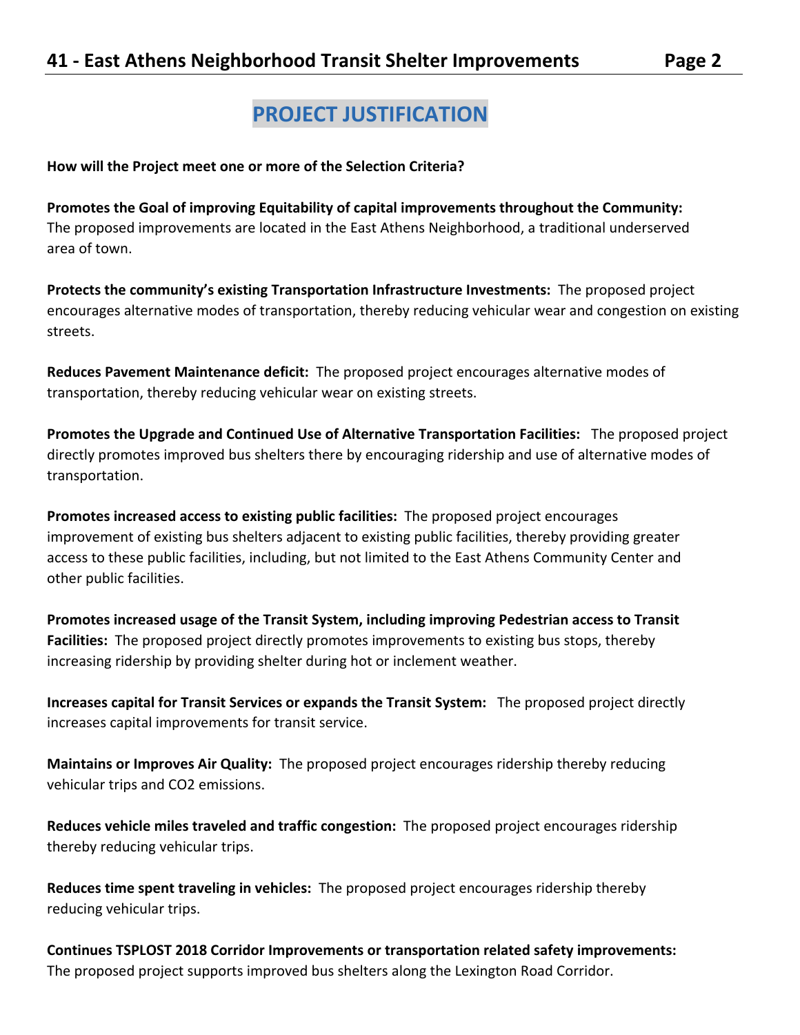## PROJECT JUSTIFICATION

**How will the Project meet one or more of the Selection Criteria?**

**Promotes the Goal of improving Equitability of capital improvements throughout the Community:** The proposed improvements are located in the East Athens Neighborhood, a traditional underserved area of town.

**Protects the community's existing Transportation Infrastructure Investments:** The proposed project encourages alternative modes of transportation, thereby reducing vehicular wear and congestion on existing streets.

**Reduces Pavement Maintenance deficit:** The proposed project encourages alternative modes of transportation, thereby reducing vehicular wear on existing streets.

**Promotes the Upgrade and Continued Use of Alternative Transportation Facilities:** The proposed project directly promotes improved bus shelters there by encouraging ridership and use of alternative modes of transportation.

**Promotes increased access to existing public facilities:** The proposed project encourages improvement of existing bus shelters adjacent to existing public facilities, thereby providing greater access to these public facilities, including, but not limited to the East Athens Community Center and other public facilities.

**Promotes increased usage of the Transit System, including improving Pedestrian access to Transit Facilities:** The proposed project directly promotes improvements to existing bus stops, thereby increasing ridership by providing shelter during hot or inclement weather.

**Increases capital for Transit Services or expands the Transit System:** The proposed project directly increases capital improvements for transit service.

**Maintains or Improves Air Quality:** The proposed project encourages ridership thereby reducing vehicular trips and $CO_2$ emissions.

**Reduces vehicle miles traveled and traffic congestion:** The proposed project encourages ridership thereby reducing vehicular trips.

**Reduces time spent traveling in vehicles:** The proposed project encourages ridership thereby reducing vehicular trips.

**Continues TSPLOST 2018 Corridor Improvements or transportation related safety improvements:** The proposed project supports improved bus shelters along the Lexington Road Corridor.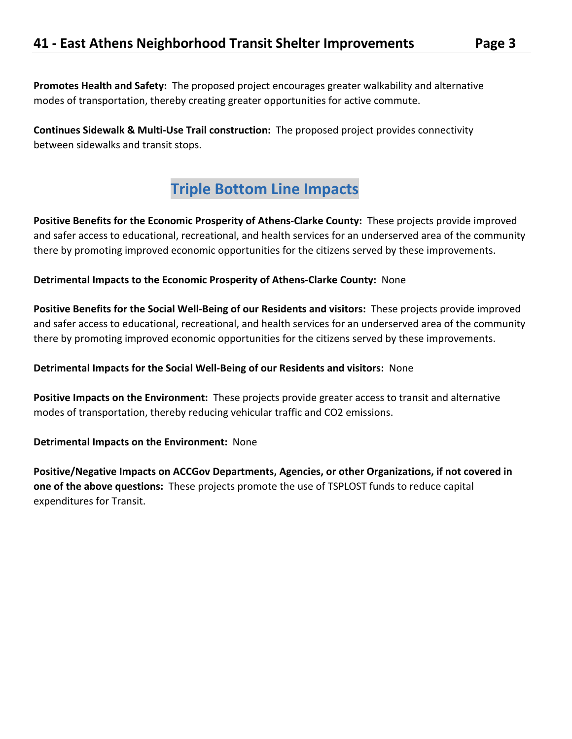**Promotes Health and Safety:** The proposed project encourages greater walkability and alternative modes of transportation, thereby creating greater opportunities for active commute.

**Continues Sidewalk & Multi-Use Trail construction:** The proposed project provides connectivity between sidewalks and transit stops.

## Triple Bottom Line Impacts

**Positive Benefits for the Economic Prosperity of Athens-Clarke County:** These projects provide improved and safer access to educational, recreational, and health services for an underserved area of the community there by promoting improved economic opportunities for the citizens served by these improvements.

**Detrimental Impacts to the Economic Prosperity of Athens-Clarke County:** None

**Positive Benefits for the Social Well-Being of our Residents and visitors:** These projects provide improved and safer access to educational, recreational, and health services for an underserved area of the community there by promoting improved economic opportunities for the citizens served by these improvements.

**Detrimental Impacts for the Social Well-Being of our Residents and visitors:** None

**Positive Impacts on the Environment:** These projects provide greater access to transit and alternative modes of transportation, thereby reducing vehicular traffic and $CO_2$ emissions.

**Detrimental Impacts on the Environment:** None

**Positive/Negative Impacts on ACCGov Departments, Agencies, or other Organizations, if not covered in one of the above questions:** These projects promote the use of TSPLOST funds to reduce capital expenditures for Transit.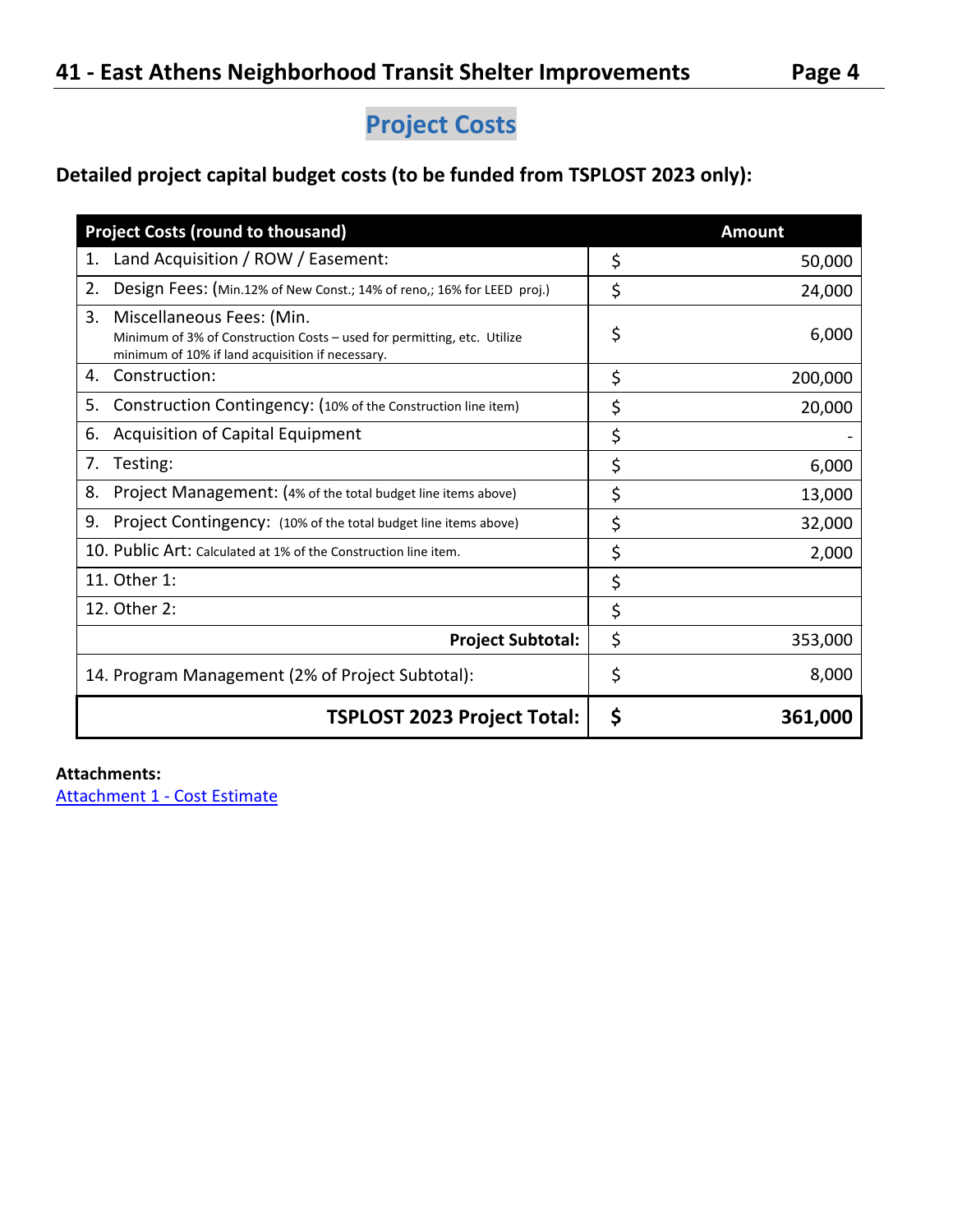## Project Costs

### Detailed project capital budget costs (to be funded from TSPLOST 2023 only):

| Project Costs (round to thousand) | Amount |
|---|---|
| 1. Land Acquisition / ROW / Easement: | $ 50,000 |
| 2. Design Fees: (Min.12% of New Const.; 14% of reno,; 16% for LEED proj.) | $ 24,000 |
| 3. Miscellaneous Fees: (Min. Minimum of 3% of Construction Costs – used for permitting, etc. Utilize minimum of 10% if land acquisition if necessary. | $ 6,000 |
| 4. Construction: | $ 200,000 |
| 5. Construction Contingency: (10% of the Construction line item) | $ 20,000 |
| 6. Acquisition of Capital Equipment | $ - |
| 7. Testing: | $ 6,000 |
| 8. Project Management: (4% of the total budget line items above) | $ 13,000 |
| 9. Project Contingency: (10% of the total budget line items above) | $ 32,000 |
| 10. Public Art: Calculated at 1% of the Construction line item. | $ 2,000 |
| 11. Other 1: | $ |
| 12. Other 2: | $ |
| **Project Subtotal:** | $ 353,000 |
| 14. Program Management (2% of Project Subtotal): | $ 8,000 |
| **TSPLOST 2023 Project Total:** | **$ 361,000** |

**Attachments:**
[Attachment 1 - Cost Estimate]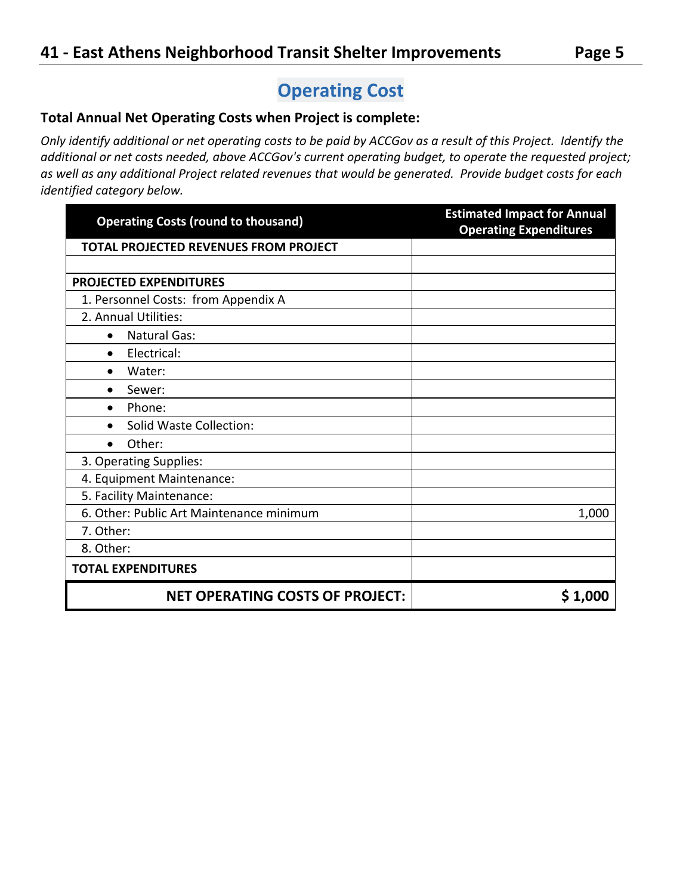## Operating Cost

**Total Annual Net Operating Costs when Project is complete:**

*Only identify additional or net operating costs to be paid by ACCGov as a result of this Project. Identify the additional or net costs needed, above ACCGov's current operating budget, to operate the requested project; as well as any additional Project related revenues that would be generated. Provide budget costs for each identified category below.*

| Operating Costs (round to thousand) | Estimated Impact for Annual Operating Expenditures |
|---|---|
| **TOTAL PROJECTED REVENUES FROM PROJECT** | |
| | |
| **PROJECTED EXPENDITURES** | |
| 1. Personnel Costs: from Appendix A | |
| 2. Annual Utilities: | |
| • Natural Gas: | |
| • Electrical: | |
| • Water: | |
| • Sewer: | |
| • Phone: | |
| • Solid Waste Collection: | |
| • Other: | |
| 3. Operating Supplies: | |
| 4. Equipment Maintenance: | |
| 5. Facility Maintenance: | |
| 6. Other: Public Art Maintenance minimum | 1,000 |
| 7. Other: | |
| 8. Other: | |
| **TOTAL EXPENDITURES** | |
| **NET OPERATING COSTS OF PROJECT:** | **$ 1,000** |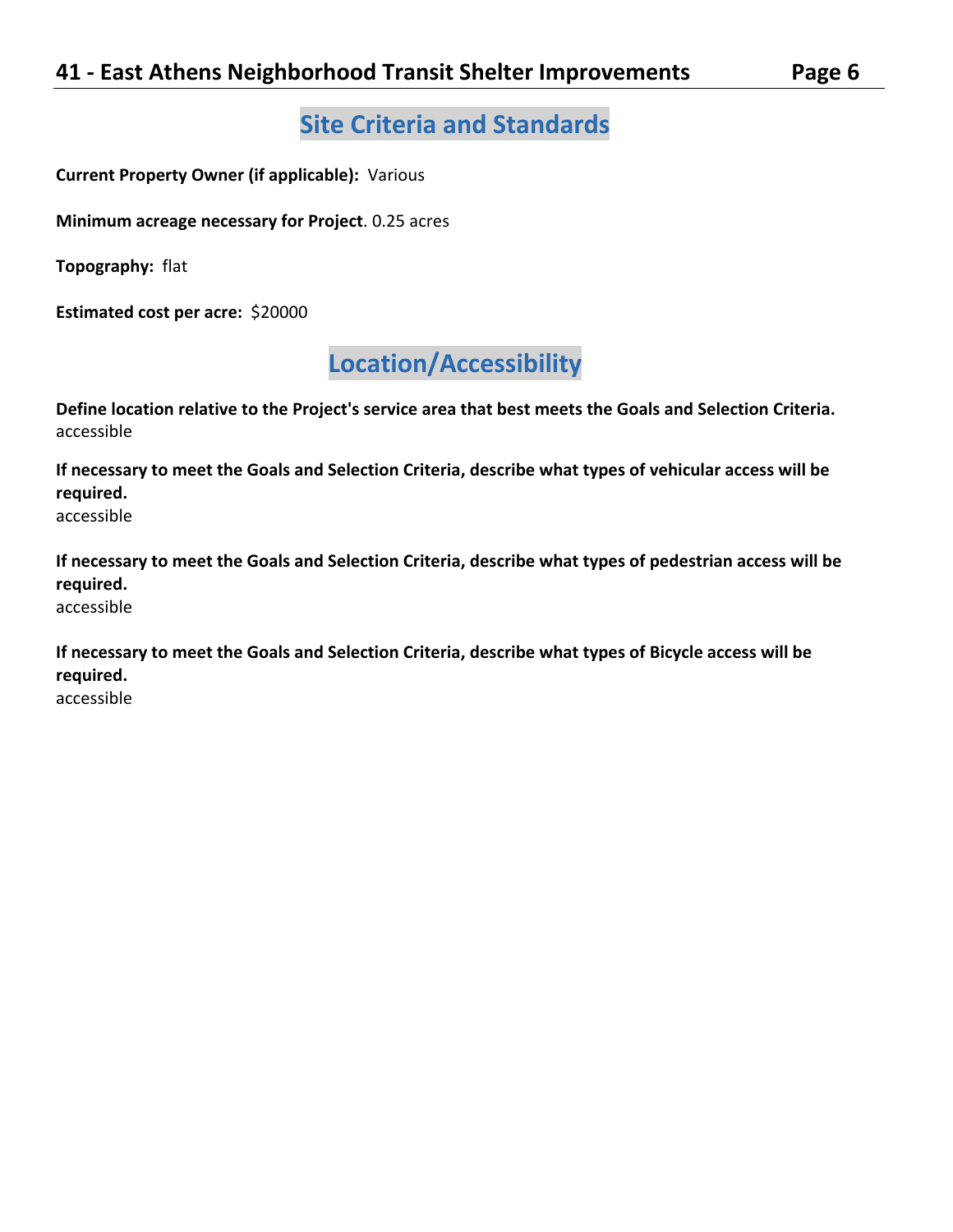## Site Criteria and Standards

**Current Property Owner (if applicable):** Various

**Minimum acreage necessary for Project**. 0.25 acres

**Topography:** flat

**Estimated cost per acre:** $20000

## Location/Accessibility

**Define location relative to the Project's service area that best meets the Goals and Selection Criteria.**
accessible

**If necessary to meet the Goals and Selection Criteria, describe what types of vehicular access will be required.**
accessible

**If necessary to meet the Goals and Selection Criteria, describe what types of pedestrian access will be required.**
accessible

**If necessary to meet the Goals and Selection Criteria, describe what types of Bicycle access will be required.**
accessible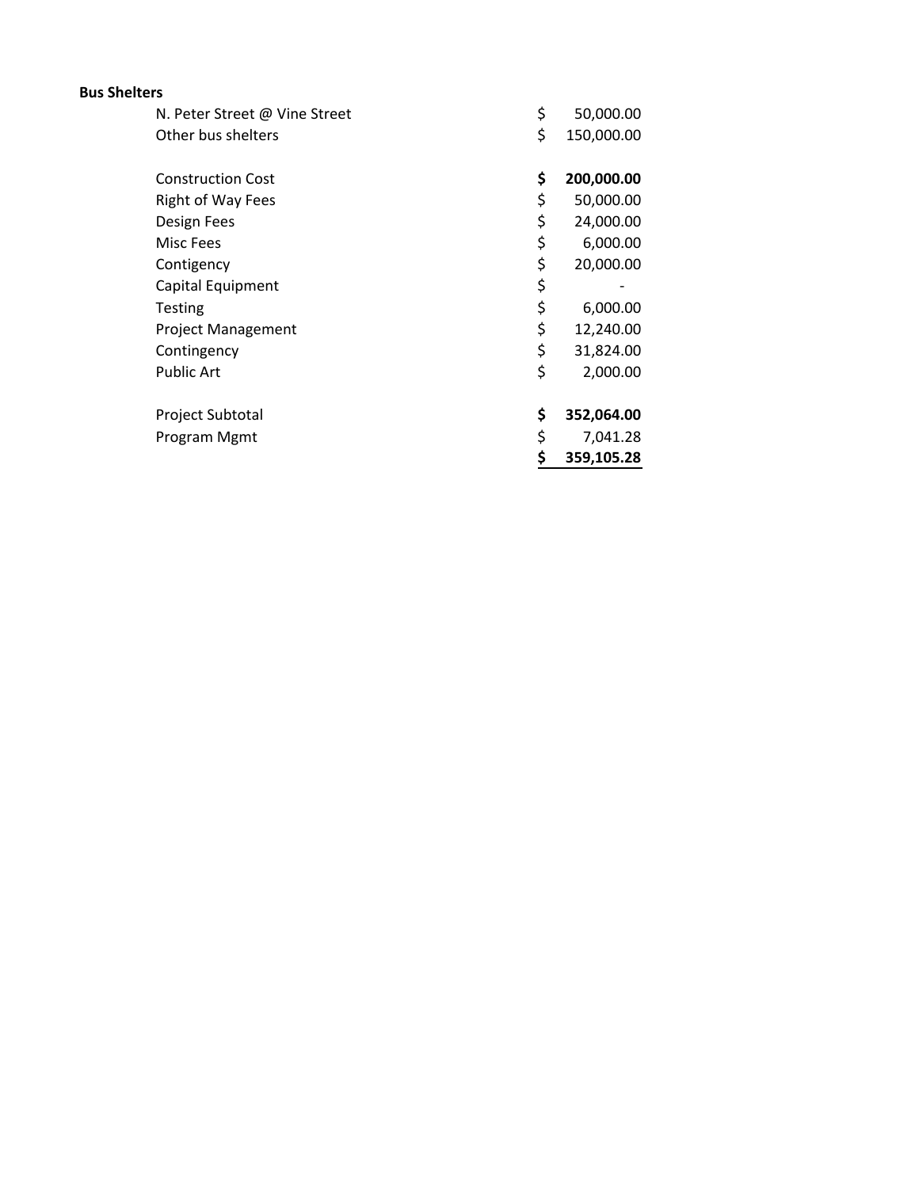**Bus Shelters**

| | |
|---|---|
| N. Peter Street @ Vine Street | $ 50,000.00 |
| Other bus shelters | $ 150,000.00 |
| | |
| Construction Cost | **$ 200,000.00** |
| Right of Way Fees | $ 50,000.00 |
| Design Fees | $ 24,000.00 |
| Misc Fees | $ 6,000.00 |
| Contigency | $ 20,000.00 |
| Capital Equipment | $ - |
| Testing | $ 6,000.00 |
| Project Management | $ 12,240.00 |
| Contingency | $ 31,824.00 |
| Public Art | $ 2,000.00 |
| | |
| Project Subtotal | **$ 352,064.00** |
| Program Mgmt | $ 7,041.28 |
| | **$ 359,105.28** |